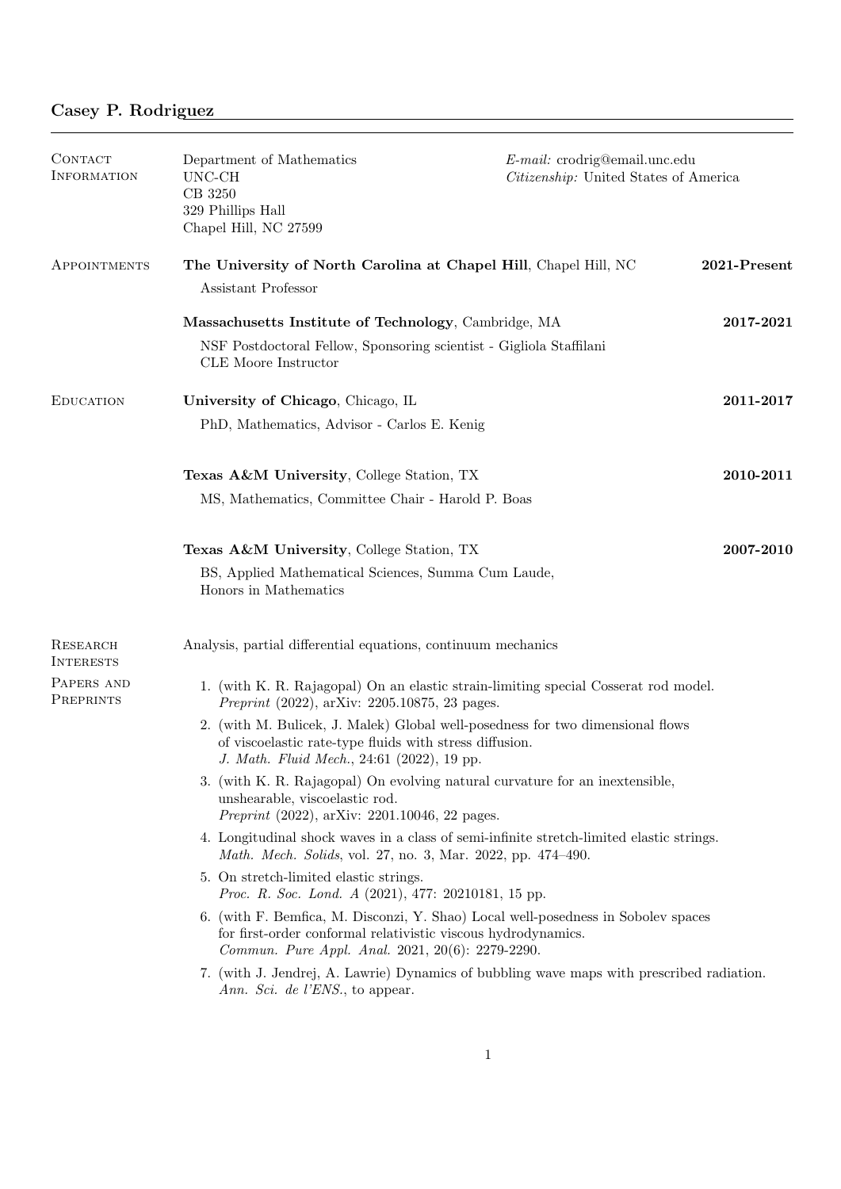# Casey P. Rodriguez

## Contact Information

Department of Mathematics
UNC-CH
CB 3250
329 Phillips Hall
Chapel Hill, NC 27599

*E-mail:* crodrig@email.unc.edu
*Citizenship:* United States of America

## Appointments

**The University of North Carolina at Chapel Hill**, Chapel Hill, NC — **2021-Present**

Assistant Professor

**Massachusetts Institute of Technology**, Cambridge, MA — **2017-2021**

NSF Postdoctoral Fellow, Sponsoring scientist - Gigliola Staffilani
CLE Moore Instructor

## Education

**University of Chicago**, Chicago, IL — **2011-2017**

PhD, Mathematics, Advisor - Carlos E. Kenig

**Texas A&M University**, College Station, TX — **2010-2011**

MS, Mathematics, Committee Chair - Harold P. Boas

**Texas A&M University**, College Station, TX — **2007-2010**

BS, Applied Mathematical Sciences, Summa Cum Laude,
Honors in Mathematics

## Research Interests

Analysis, partial differential equations, continuum mechanics

## Papers and Preprints

1. (with K. R. Rajagopal) On an elastic strain-limiting special Cosserat rod model.
   *Preprint* (2022), arXiv: 2205.10875, 23 pages.
2. (with M. Bulicek, J. Malek) Global well-posedness for two dimensional flows of viscoelastic rate-type fluids with stress diffusion.
   *J. Math. Fluid Mech.*, 24:61 (2022), 19 pp.
3. (with K. R. Rajagopal) On evolving natural curvature for an inextensible, unshearable, viscoelastic rod.
   *Preprint* (2022), arXiv: 2201.10046, 22 pages.
4. Longitudinal shock waves in a class of semi-infinite stretch-limited elastic strings.
   *Math. Mech. Solids*, vol. 27, no. 3, Mar. 2022, pp. 474–490.
5. On stretch-limited elastic strings.
   *Proc. R. Soc. Lond. A* (2021), 477: 20210181, 15 pp.
6. (with F. Bemfica, M. Disconzi, Y. Shao) Local well-posedness in Sobolev spaces for first-order conformal relativistic viscous hydrodynamics.
   *Commun. Pure Appl. Anal.* 2021, 20(6): 2279-2290.
7. (with J. Jendrej, A. Lawrie) Dynamics of bubbling wave maps with prescribed radiation.
   *Ann. Sci. de l'ENS.*, to appear.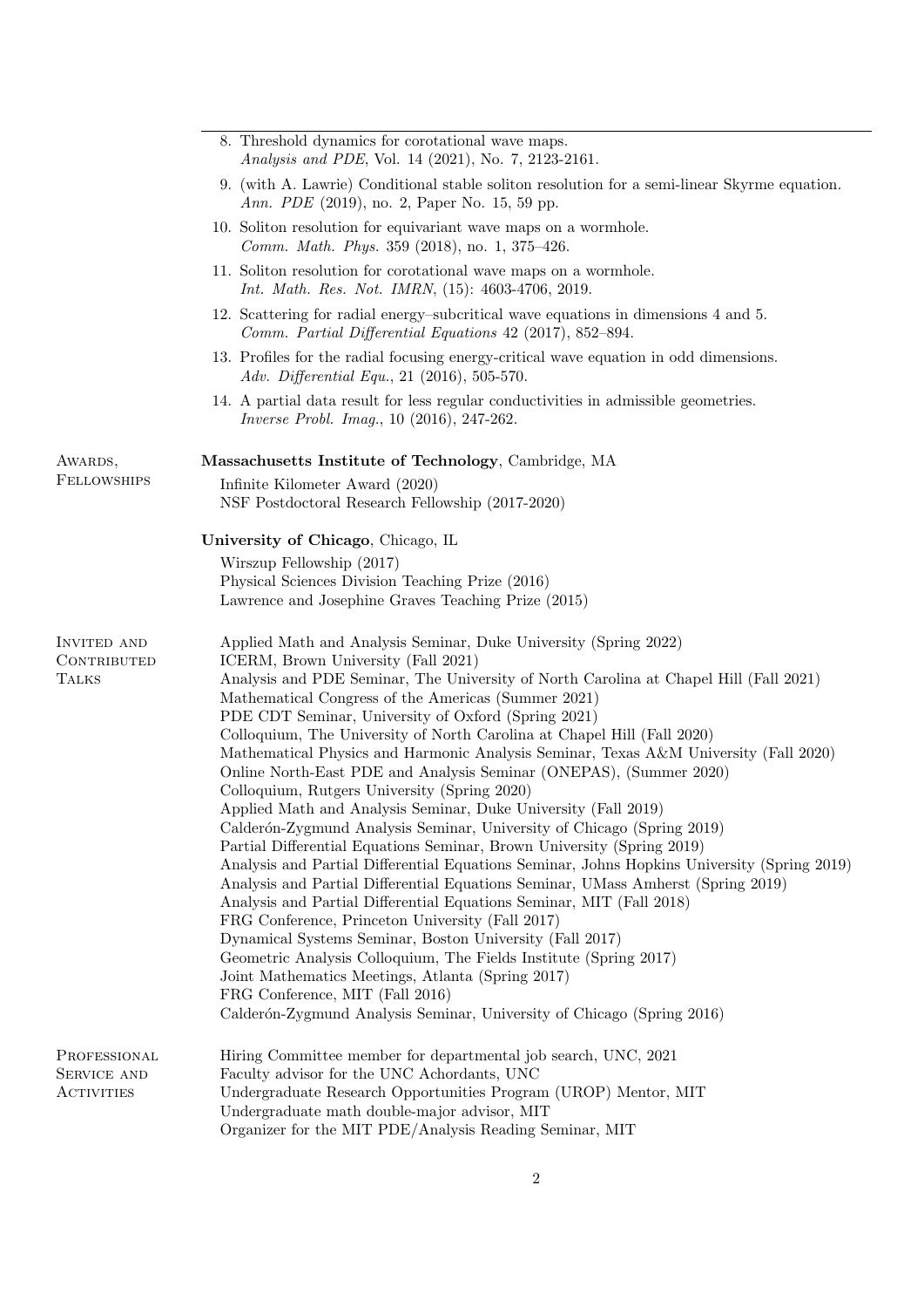8. Threshold dynamics for corotational wave maps.
   *Analysis and PDE*, Vol. 14 (2021), No. 7, 2123-2161.
9. (with A. Lawrie) Conditional stable soliton resolution for a semi-linear Skyrme equation.
   *Ann. PDE* (2019), no. 2, Paper No. 15, 59 pp.
10. Soliton resolution for equivariant wave maps on a wormhole.
    *Comm. Math. Phys.* 359 (2018), no. 1, 375–426.
11. Soliton resolution for corotational wave maps on a wormhole.
    *Int. Math. Res. Not. IMRN*, (15): 4603-4706, 2019.
12. Scattering for radial energy–subcritical wave equations in dimensions 4 and 5.
    *Comm. Partial Differential Equations* 42 (2017), 852–894.
13. Profiles for the radial focusing energy-critical wave equation in odd dimensions.
    *Adv. Differential Equ.*, 21 (2016), 505-570.
14. A partial data result for less regular conductivities in admissible geometries.
    *Inverse Probl. Imag.*, 10 (2016), 247-262.

## Awards, Fellowships

**Massachusetts Institute of Technology**, Cambridge, MA

Infinite Kilometer Award (2020)
NSF Postdoctoral Research Fellowship (2017-2020)

**University of Chicago**, Chicago, IL

Wirszup Fellowship (2017)
Physical Sciences Division Teaching Prize (2016)
Lawrence and Josephine Graves Teaching Prize (2015)

## Invited and Contributed Talks

Applied Math and Analysis Seminar, Duke University (Spring 2022)
ICERM, Brown University (Fall 2021)
Analysis and PDE Seminar, The University of North Carolina at Chapel Hill (Fall 2021)
Mathematical Congress of the Americas (Summer 2021)
PDE CDT Seminar, University of Oxford (Spring 2021)
Colloquium, The University of North Carolina at Chapel Hill (Fall 2020)
Mathematical Physics and Harmonic Analysis Seminar, Texas A&M University (Fall 2020)
Online North-East PDE and Analysis Seminar (ONEPAS), (Summer 2020)
Colloquium, Rutgers University (Spring 2020)
Applied Math and Analysis Seminar, Duke University (Fall 2019)
Calderón-Zygmund Analysis Seminar, University of Chicago (Spring 2019)
Partial Differential Equations Seminar, Brown University (Spring 2019)
Analysis and Partial Differential Equations Seminar, Johns Hopkins University (Spring 2019)
Analysis and Partial Differential Equations Seminar, UMass Amherst (Spring 2019)
Analysis and Partial Differential Equations Seminar, MIT (Fall 2018)
FRG Conference, Princeton University (Fall 2017)
Dynamical Systems Seminar, Boston University (Fall 2017)
Geometric Analysis Colloquium, The Fields Institute (Spring 2017)
Joint Mathematics Meetings, Atlanta (Spring 2017)
FRG Conference, MIT (Fall 2016)
Calderón-Zygmund Analysis Seminar, University of Chicago (Spring 2016)

## Professional Service and Activities

Hiring Committee member for departmental job search, UNC, 2021
Faculty advisor for the UNC Achordants, UNC
Undergraduate Research Opportunities Program (UROP) Mentor, MIT
Undergraduate math double-major advisor, MIT
Organizer for the MIT PDE/Analysis Reading Seminar, MIT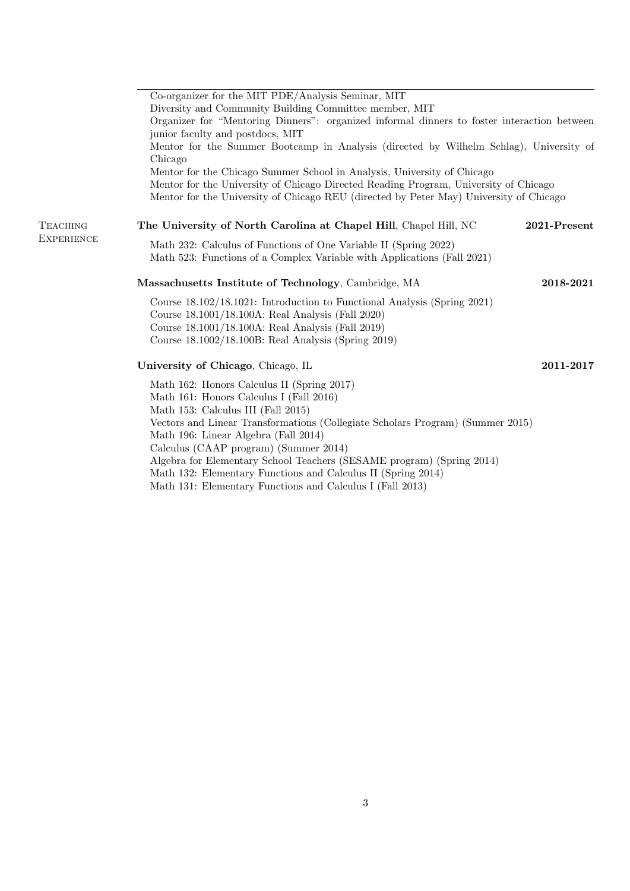Co-organizer for the MIT PDE/Analysis Seminar, MIT
Diversity and Community Building Committee member, MIT
Organizer for "Mentoring Dinners": organized informal dinners to foster interaction between junior faculty and postdocs, MIT
Mentor for the Summer Bootcamp in Analysis (directed by Wilhelm Schlag), University of Chicago
Mentor for the Chicago Summer School in Analysis, University of Chicago
Mentor for the University of Chicago Directed Reading Program, University of Chicago
Mentor for the University of Chicago REU (directed by Peter May) University of Chicago

## Teaching Experience

**The University of North Carolina at Chapel Hill**, Chapel Hill, NC — **2021-Present**

Math 232: Calculus of Functions of One Variable II (Spring 2022)
Math 523: Functions of a Complex Variable with Applications (Fall 2021)

**Massachusetts Institute of Technology**, Cambridge, MA — **2018-2021**

Course 18.102/18.1021: Introduction to Functional Analysis (Spring 2021)
Course 18.1001/18.100A: Real Analysis (Fall 2020)
Course 18.1001/18.100A: Real Analysis (Fall 2019)
Course 18.1002/18.100B: Real Analysis (Spring 2019)

**University of Chicago**, Chicago, IL — **2011-2017**

Math 162: Honors Calculus II (Spring 2017)
Math 161: Honors Calculus I (Fall 2016)
Math 153: Calculus III (Fall 2015)
Vectors and Linear Transformations (Collegiate Scholars Program) (Summer 2015)
Math 196: Linear Algebra (Fall 2014)
Calculus (CAAP program) (Summer 2014)
Algebra for Elementary School Teachers (SESAME program) (Spring 2014)
Math 132: Elementary Functions and Calculus II (Spring 2014)
Math 131: Elementary Functions and Calculus I (Fall 2013)